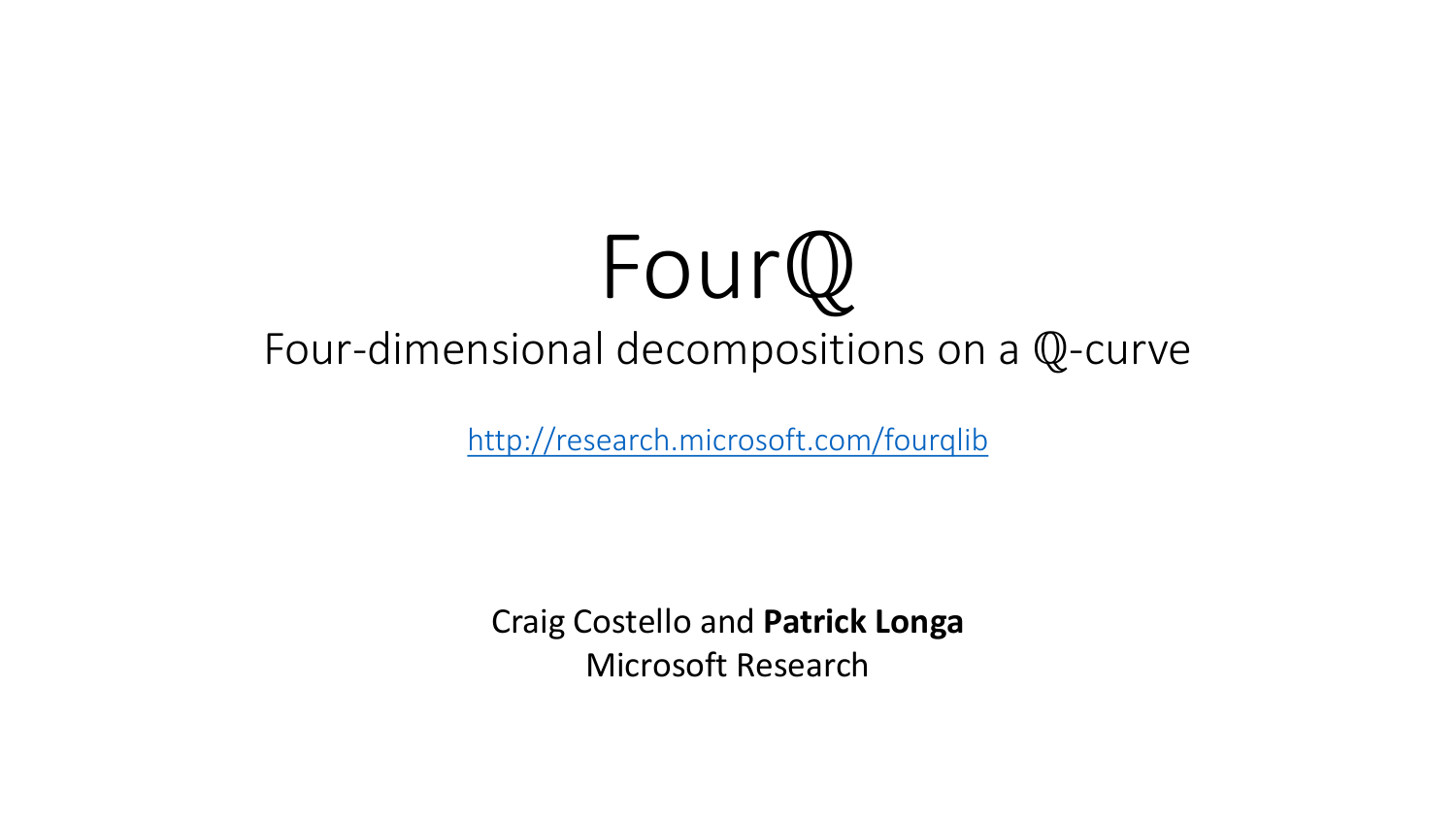# Four$\mathbb{Q}$

## Four-dimensional decompositions on a $\mathbb{Q}$-curve

http://research.microsoft.com/fourqlib

Craig Costello and **Patrick Longa**

Microsoft Research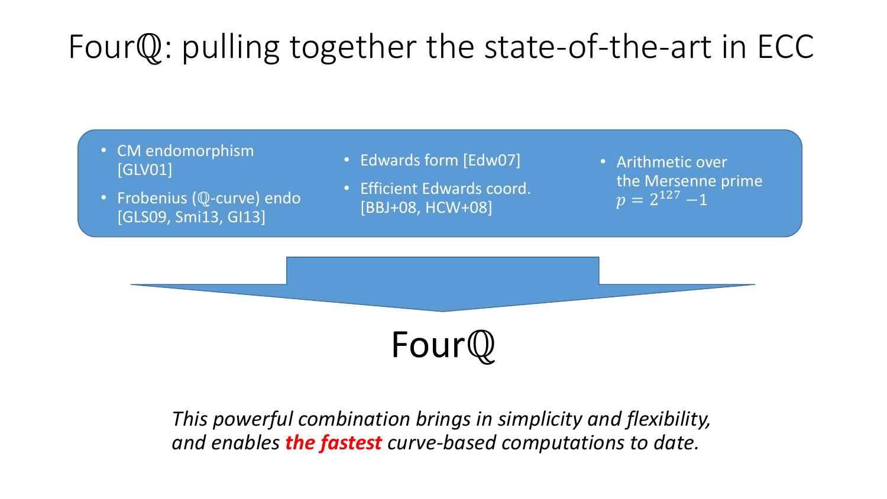# Four$\mathbb{Q}$: pulling together the state-of-the-art in ECC

- CM endomorphism [GLV01]
- Frobenius ($\mathbb{Q}$-curve) endo [GLS09, Smi13, GI13]

- Edwards form [Edw07]
- Efficient Edwards coord. [BBJ+08, HCW+08]

- Arithmetic over the Mersenne prime $p = 2^{127} - 1$

## Four$\mathbb{Q}$

*This powerful combination brings in simplicity and flexibility, and enables* ***the fastest*** *curve-based computations to date.*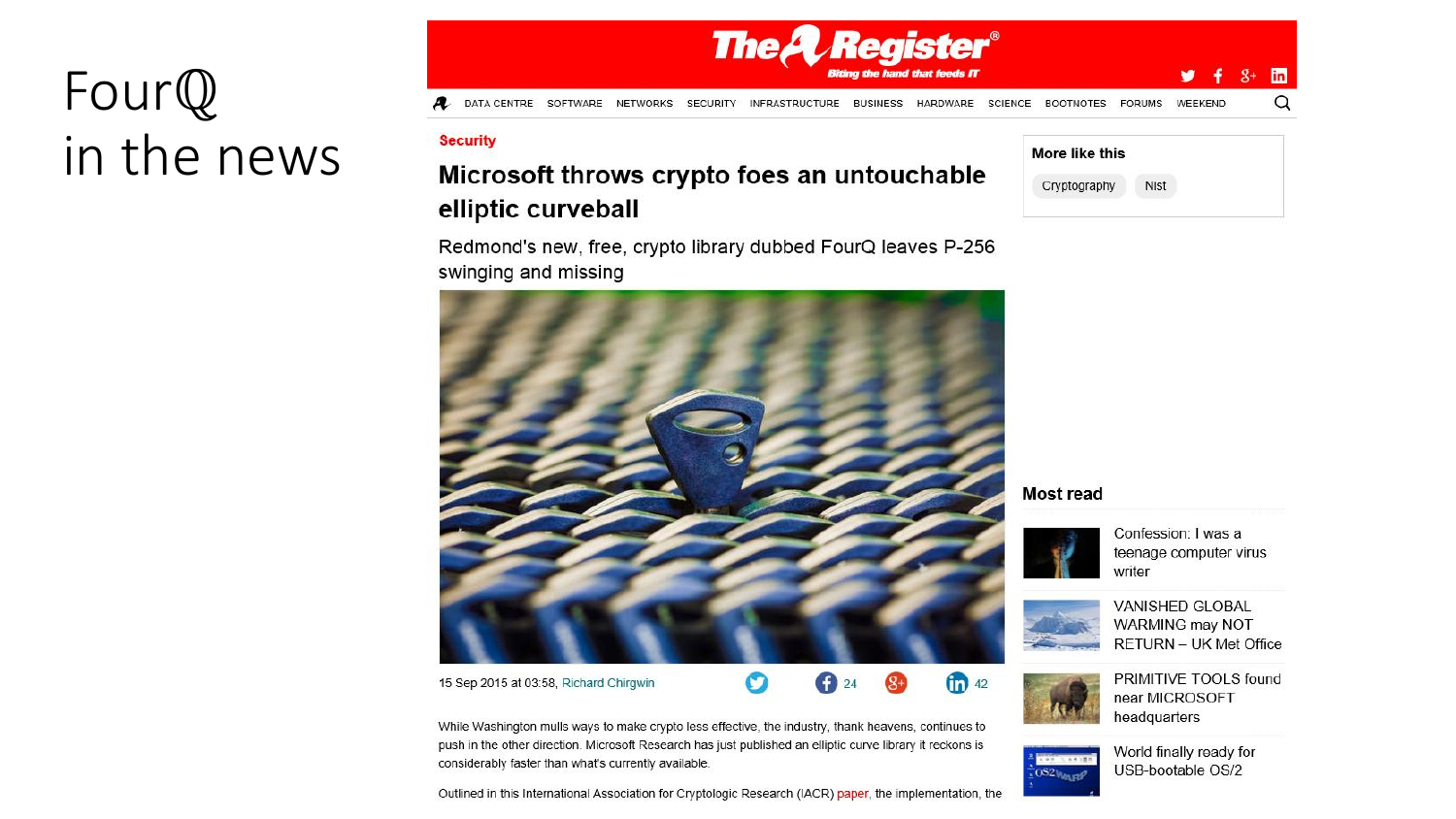# FourQ in the news

**The Register** — *Biting the hand that feeds IT*

DATA CENTRE | SOFTWARE | NETWORKS | SECURITY | INFRASTRUCTURE | BUSINESS | HARDWARE | SCIENCE | BOOTNOTES | FORUMS | WEEKEND

**Security**

## Microsoft throws crypto foes an untouchable elliptic curveball

Redmond's new, free, crypto library dubbed FourQ leaves P-256 swinging and missing

15 Sep 2015 at 03:58, Richard Chirgwin

24 | 42

While Washington mulls ways to make crypto less effective, the industry, thank heavens, continues to push in the other direction. Microsoft Research has just published an elliptic curve library it reckons is considerably faster than what's currently available.

Outlined in this International Association for Cryptologic Research (IACR) paper, the implementation, the

**More like this**

Cryptography | Nist

**Most read**

- Confession: I was a teenage computer virus writer
- VANISHED GLOBAL WARMING may NOT RETURN – UK Met Office
- PRIMITIVE TOOLS found near MICROSOFT headquarters
- World finally ready for USB-bootable OS/2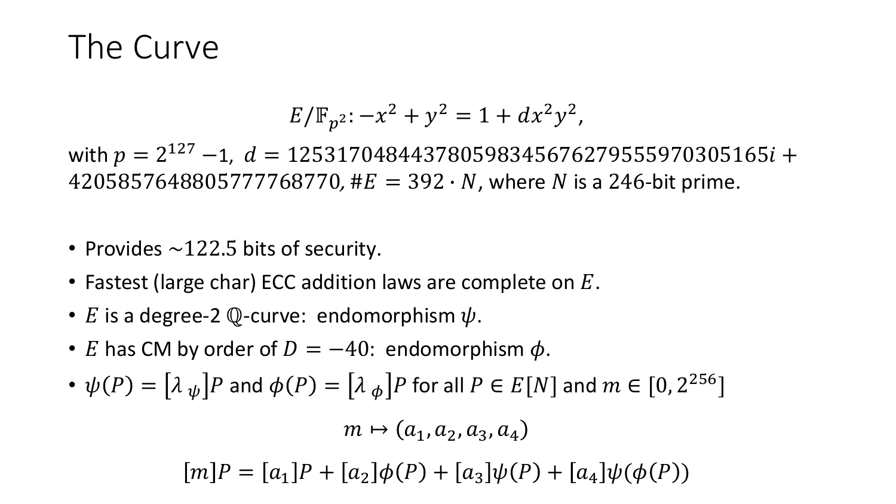# The Curve

$$E/\mathbb{F}_{p^2}: -x^2 + y^2 = 1 + dx^2y^2,$$

with $p = 2^{127} - 1,\ d = 125317048443780598345676279555970305165i + 4205857648805777768770$, $\#E = 392 \cdot N$, where $N$ is a 246-bit prime.

- Provides $\sim 122.5$ bits of security.
- Fastest (large char) ECC addition laws are complete on $E$.
- $E$ is a degree-2 $\mathbb{Q}$-curve: endomorphism $\psi$.
- $E$ has CM by order of $D = -40$: endomorphism $\phi$.
- $\psi(P) = [\lambda_\psi]P$ and $\phi(P) = [\lambda_\phi]P$ for all $P \in E[N]$ and $m \in [0, 2^{256}]$

$$m \mapsto (a_1, a_2, a_3, a_4)$$

$$[m]P = [a_1]P + [a_2]\phi(P) + [a_3]\psi(P) + [a_4]\psi(\phi(P))$$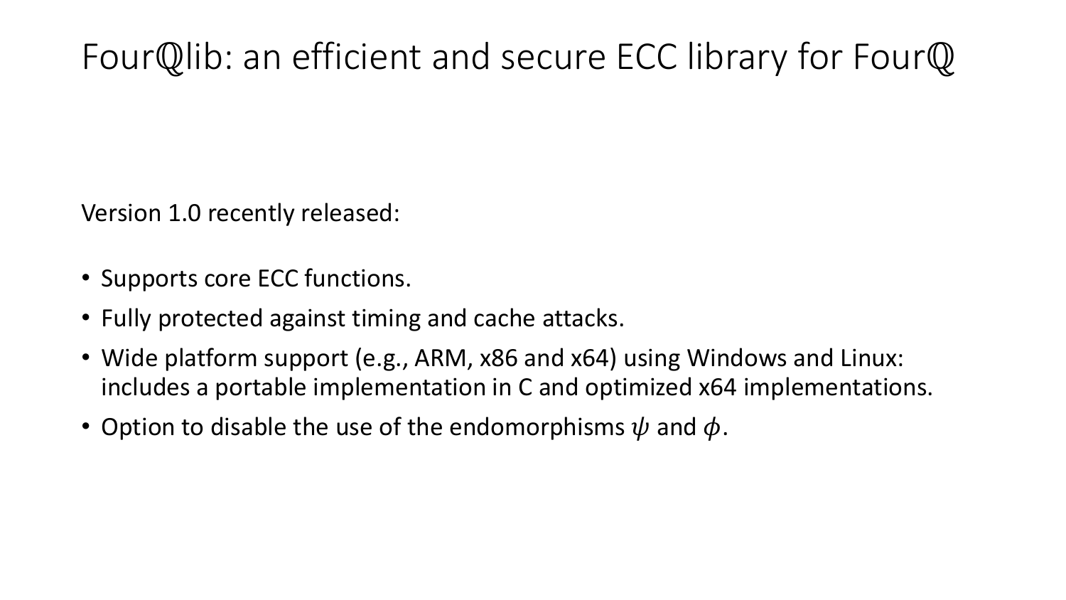# $\text{Four}\mathbb{Q}\text{lib}$: an efficient and secure ECC library for $\text{Four}\mathbb{Q}$

Version 1.0 recently released:

- Supports core ECC functions.
- Fully protected against timing and cache attacks.
- Wide platform support (e.g., ARM, x86 and x64) using Windows and Linux: includes a portable implementation in C and optimized x64 implementations.
- Option to disable the use of the endomorphisms $\psi$ and $\phi$.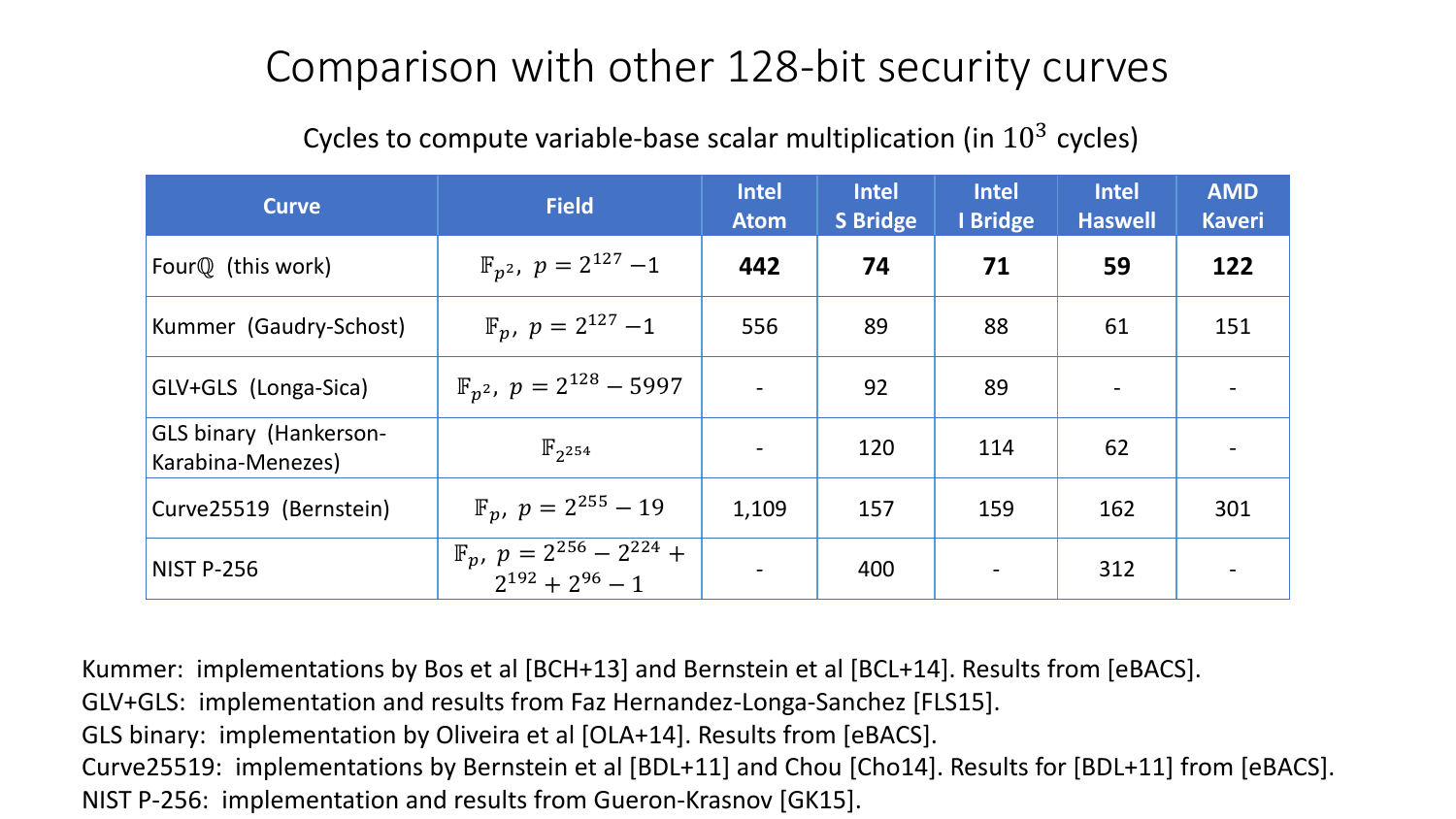# Comparison with other 128-bit security curves

Cycles to compute variable-base scalar multiplication (in $10^3$ cycles)

| Curve | Field | Intel Atom | Intel S Bridge | Intel I Bridge | Intel Haswell | AMD Kaveri |
|---|---|---|---|---|---|---|
| Four$\mathbb{Q}$ (this work) | $\mathbb{F}_{p^2},\ p = 2^{127} - 1$ | **442** | **74** | **71** | **59** | **122** |
| Kummer (Gaudry-Schost) | $\mathbb{F}_p,\ p = 2^{127} - 1$ | 556 | 89 | 88 | 61 | 151 |
| GLV+GLS (Longa-Sica) | $\mathbb{F}_{p^2},\ p = 2^{128} - 5997$ | - | 92 | 89 | - | - |
| GLS binary (Hankerson-Karabina-Menezes) | $\mathbb{F}_{2^{254}}$ | - | 120 | 114 | 62 | - |
| Curve25519 (Bernstein) | $\mathbb{F}_p,\ p = 2^{255} - 19$ | 1,109 | 157 | 159 | 162 | 301 |
| NIST P-256 | $\mathbb{F}_p,\ p = 2^{256} - 2^{224} + 2^{192} + 2^{96} - 1$ | - | 400 | - | 312 | - |

Kummer: implementations by Bos et al [BCH+13] and Bernstein et al [BCL+14]. Results from [eBACS].
GLV+GLS: implementation and results from Faz Hernandez-Longa-Sanchez [FLS15].
GLS binary: implementation by Oliveira et al [OLA+14]. Results from [eBACS].
Curve25519: implementations by Bernstein et al [BDL+11] and Chou [Cho14]. Results for [BDL+11] from [eBACS].
NIST P-256: implementation and results from Gueron-Krasnov [GK15].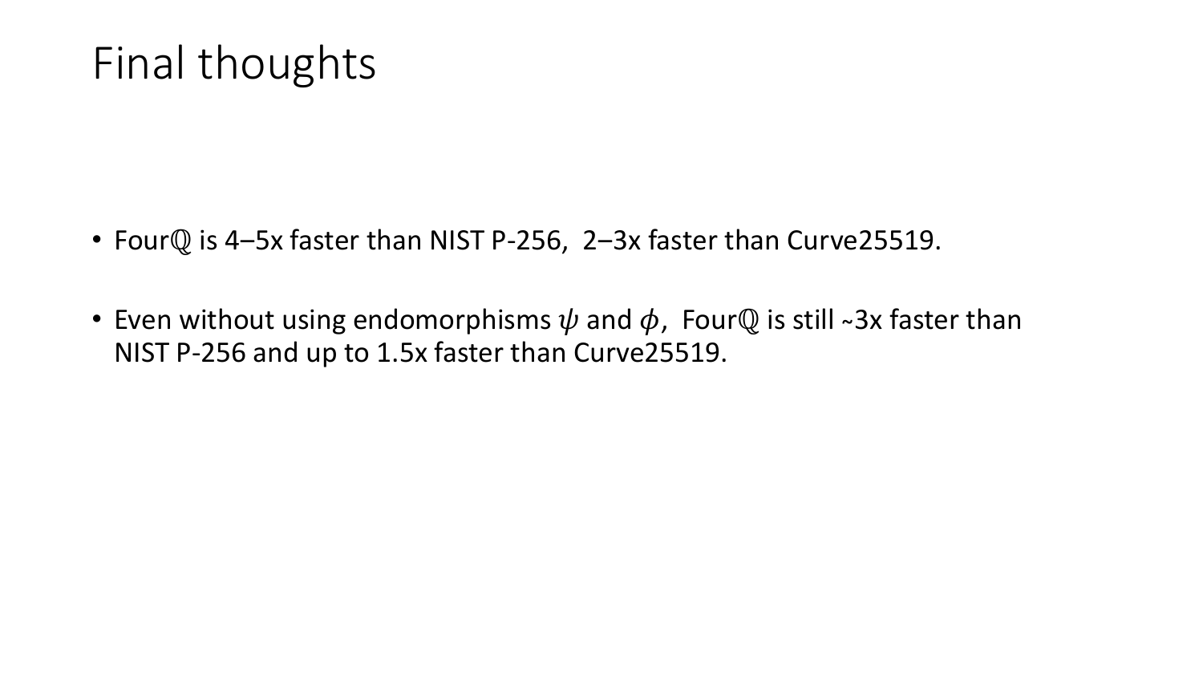# Final thoughts

- Four$\mathbb{Q}$ is 4–5x faster than NIST P-256, 2–3x faster than Curve25519.
- Even without using endomorphisms $\psi$ and $\phi$, Four$\mathbb{Q}$ is still ~3x faster than NIST P-256 and up to 1.5x faster than Curve25519.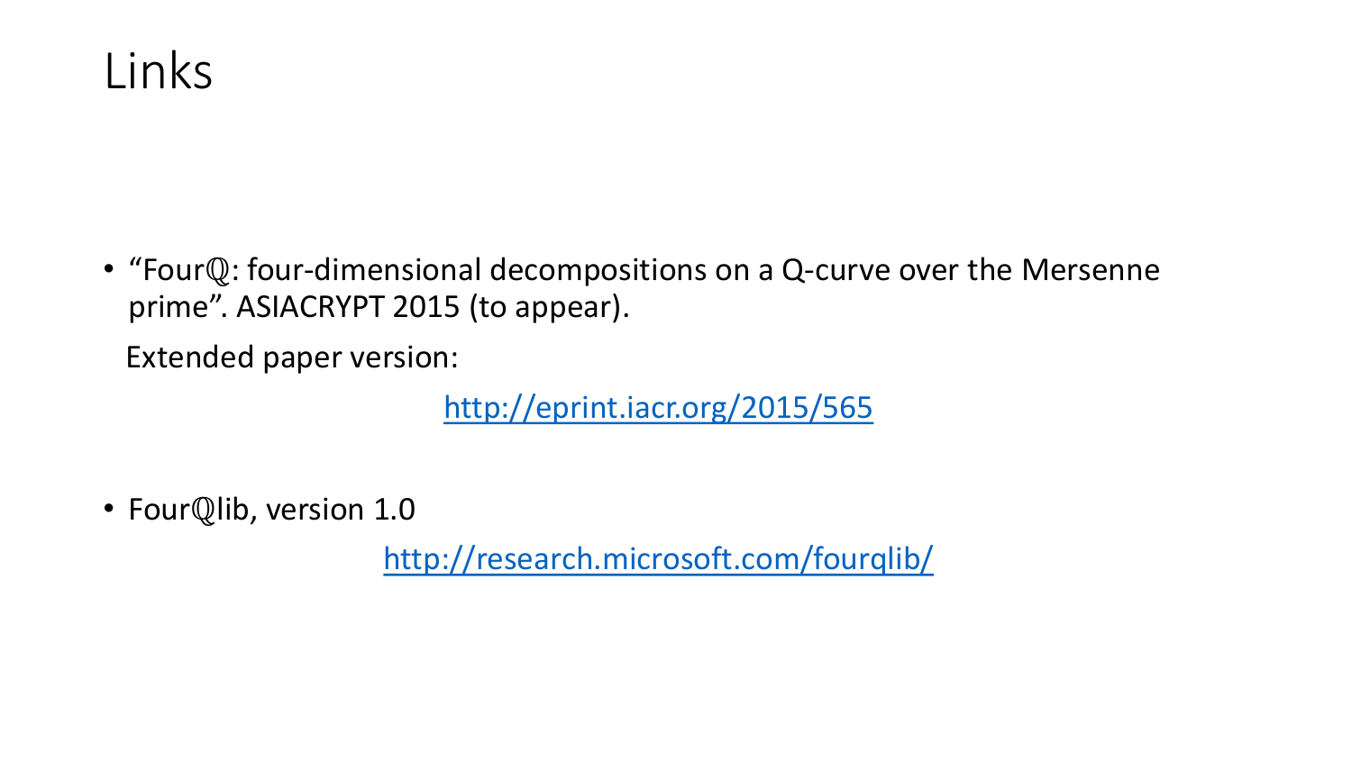# Links

- "Fourℚ: four-dimensional decompositions on a Q-curve over the Mersenne prime". ASIACRYPT 2015 (to appear).

  Extended paper version:

  http://eprint.iacr.org/2015/565

- Fourℚlib, version 1.0

  http://research.microsoft.com/fourqlib/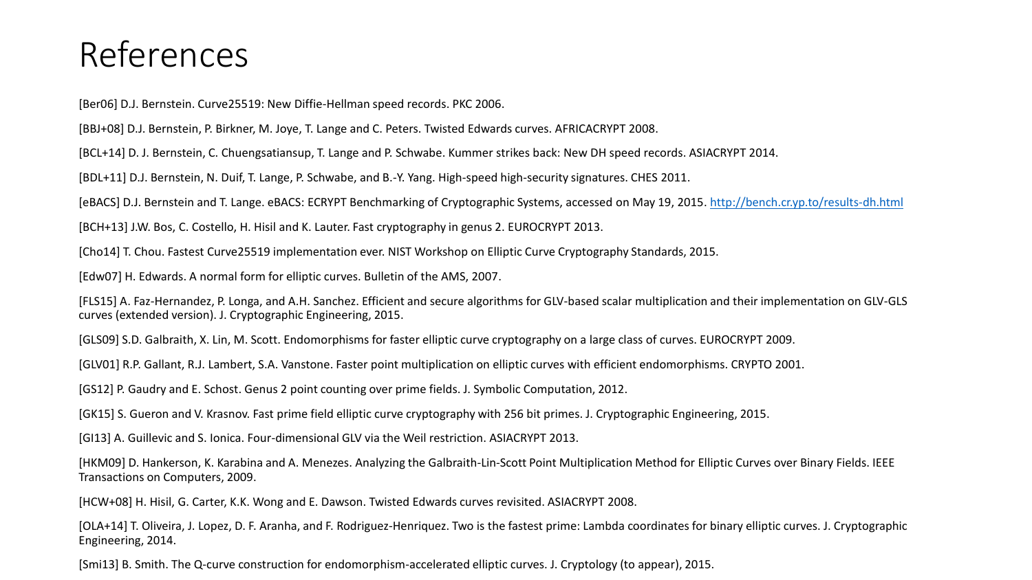# References

[Ber06] D.J. Bernstein. Curve25519: New Diffie-Hellman speed records. PKC 2006.

[BBJ+08] D.J. Bernstein, P. Birkner, M. Joye, T. Lange and C. Peters. Twisted Edwards curves. AFRICACRYPT 2008.

[BCL+14] D. J. Bernstein, C. Chuengsatiansup, T. Lange and P. Schwabe. Kummer strikes back: New DH speed records. ASIACRYPT 2014.

[BDL+11] D.J. Bernstein, N. Duif, T. Lange, P. Schwabe, and B.-Y. Yang. High-speed high-security signatures. CHES 2011.

[eBACS] D.J. Bernstein and T. Lange. eBACS: ECRYPT Benchmarking of Cryptographic Systems, accessed on May 19, 2015. http://bench.cr.yp.to/results-dh.html

[BCH+13] J.W. Bos, C. Costello, H. Hisil and K. Lauter. Fast cryptography in genus 2. EUROCRYPT 2013.

[Cho14] T. Chou. Fastest Curve25519 implementation ever. NIST Workshop on Elliptic Curve Cryptography Standards, 2015.

[Edw07] H. Edwards. A normal form for elliptic curves. Bulletin of the AMS, 2007.

[FLS15] A. Faz-Hernandez, P. Longa, and A.H. Sanchez. Efficient and secure algorithms for GLV-based scalar multiplication and their implementation on GLV-GLS curves (extended version). J. Cryptographic Engineering, 2015.

[GLS09] S.D. Galbraith, X. Lin, M. Scott. Endomorphisms for faster elliptic curve cryptography on a large class of curves. EUROCRYPT 2009.

[GLV01] R.P. Gallant, R.J. Lambert, S.A. Vanstone. Faster point multiplication on elliptic curves with efficient endomorphisms. CRYPTO 2001.

[GS12] P. Gaudry and E. Schost. Genus 2 point counting over prime fields. J. Symbolic Computation, 2012.

[GK15] S. Gueron and V. Krasnov. Fast prime field elliptic curve cryptography with 256 bit primes. J. Cryptographic Engineering, 2015.

[GI13] A. Guillevic and S. Ionica. Four-dimensional GLV via the Weil restriction. ASIACRYPT 2013.

[HKM09] D. Hankerson, K. Karabina and A. Menezes. Analyzing the Galbraith-Lin-Scott Point Multiplication Method for Elliptic Curves over Binary Fields. IEEE Transactions on Computers, 2009.

[HCW+08] H. Hisil, G. Carter, K.K. Wong and E. Dawson. Twisted Edwards curves revisited. ASIACRYPT 2008.

[OLA+14] T. Oliveira, J. Lopez, D. F. Aranha, and F. Rodriguez-Henriquez. Two is the fastest prime: Lambda coordinates for binary elliptic curves. J. Cryptographic Engineering, 2014.

[Smi13] B. Smith. The Q-curve construction for endomorphism-accelerated elliptic curves. J. Cryptology (to appear), 2015.